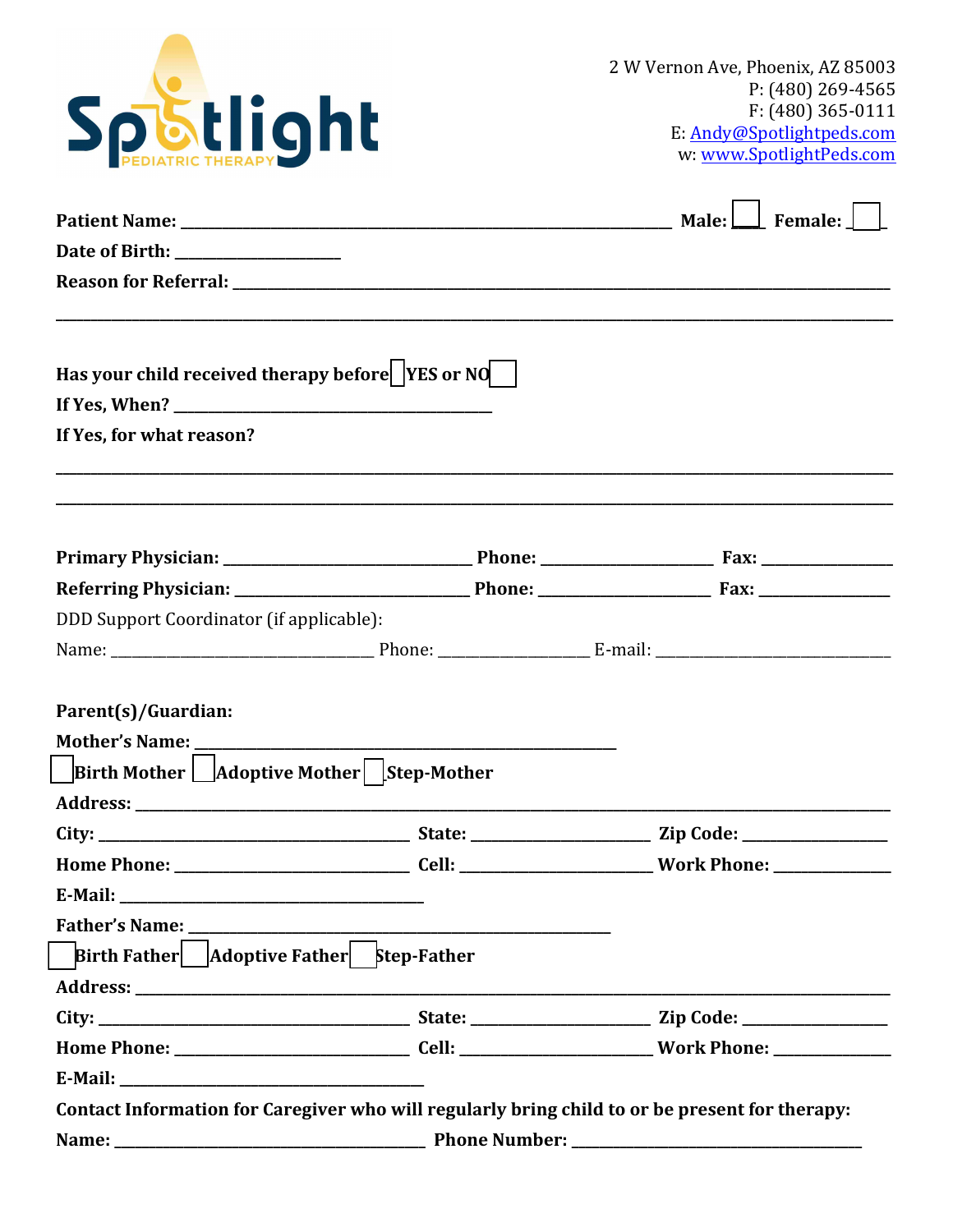Spotlight PEDIATRIC THERAPY

2 W Vernon Ave, Phoenix, AZ 85003
P: (480) 269-4565
F: (480) 365-0111
E: Andy@Spotlightpeds.com
w: www.SpotlightPeds.com

**Patient Name:** ____________________________________________ **Male:** ☐ **Female:** ☐

**Date of Birth:** ____________________

**Reason for Referral:** ________________________________________________________________

______________________________________________________________________________

**Has your child received therapy before** ☐ **YES or NO** ☐

**If Yes, When?** ______________________________

**If Yes, for what reason?**

______________________________________________________________________________

______________________________________________________________________________

**Primary Physician:** ______________________ **Phone:** ________________ **Fax:** ____________

**Referring Physician:** _____________________ **Phone:** ________________ **Fax:** ____________

DDD Support Coordinator (if applicable):

Name: _________________________ Phone: ______________ E-mail: ______________________

**Parent(s)/Guardian:**

**Mother's Name:** ________________________________________

☐ **Birth Mother** ☐ **Adoptive Mother** ☐ **Step-Mother**

**Address:** ______________________________________________________________________

**City:** _____________________________ **State:** ________________ **Zip Code:** ______________

**Home Phone:** ____________________ **Cell:** __________________ **Work Phone:** ____________

**E-Mail:** ____________________________

**Father's Name:** ________________________________________

☐ **Birth Father** ☐ **Adoptive Father** ☐ **Step-Father**

**Address:** ______________________________________________________________________

**City:** _____________________________ **State:** ________________ **Zip Code:** ______________

**Home Phone:** ____________________ **Cell:** __________________ **Work Phone:** ____________

**E-Mail:** ____________________________

**Contact Information for Caregiver who will regularly bring child to or be present for therapy:**

**Name:** _____________________________ **Phone Number:** ____________________________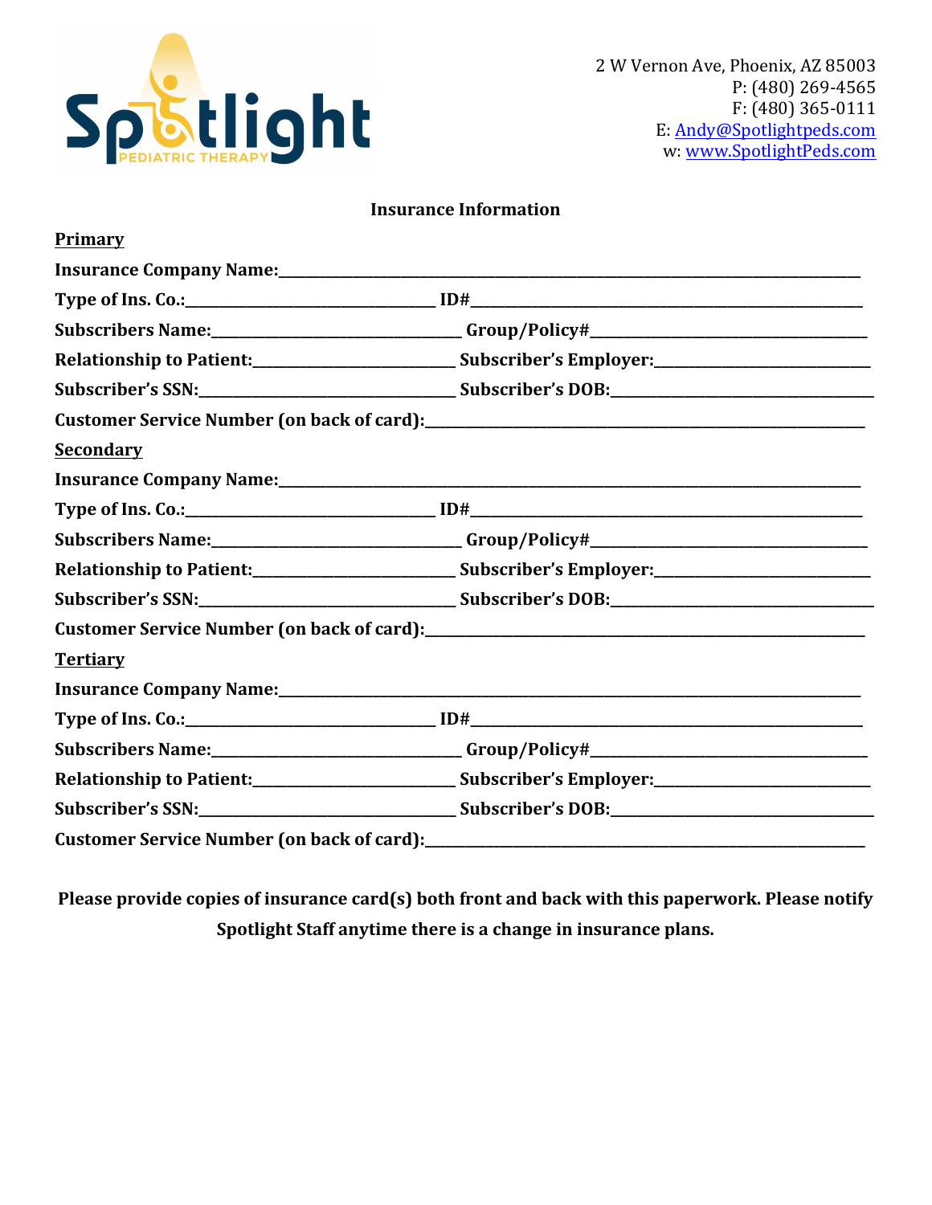2 W Vernon Ave, Phoenix, AZ 85003
P: (480) 269-4565
F: (480) 365-0111
E: Andy@Spotlightpeds.com
w: www.SpotlightPeds.com

## Insurance Information

**Primary**

**Insurance Company Name:**_______________________________________________

**Type of Ins. Co.:**____________________ **ID#**______________________________

**Subscribers Name:**____________________ **Group/Policy#**_____________________

**Relationship to Patient:**_______________ **Subscriber's Employer:**_______________

**Subscriber's SSN:**____________________ **Subscriber's DOB:**___________________

**Customer Service Number (on back of card):**_______________________________

**Secondary**

**Insurance Company Name:**_______________________________________________

**Type of Ins. Co.:**____________________ **ID#**______________________________

**Subscribers Name:**____________________ **Group/Policy#**_____________________

**Relationship to Patient:**_______________ **Subscriber's Employer:**_______________

**Subscriber's SSN:**____________________ **Subscriber's DOB:**___________________

**Customer Service Number (on back of card):**_______________________________

**Tertiary**

**Insurance Company Name:**_______________________________________________

**Type of Ins. Co.:**____________________ **ID#**______________________________

**Subscribers Name:**____________________ **Group/Policy#**_____________________

**Relationship to Patient:**_______________ **Subscriber's Employer:**_______________

**Subscriber's SSN:**____________________ **Subscriber's DOB:**___________________

**Customer Service Number (on back of card):**_______________________________

**Please provide copies of insurance card(s) both front and back with this paperwork. Please notify Spotlight Staff anytime there is a change in insurance plans.**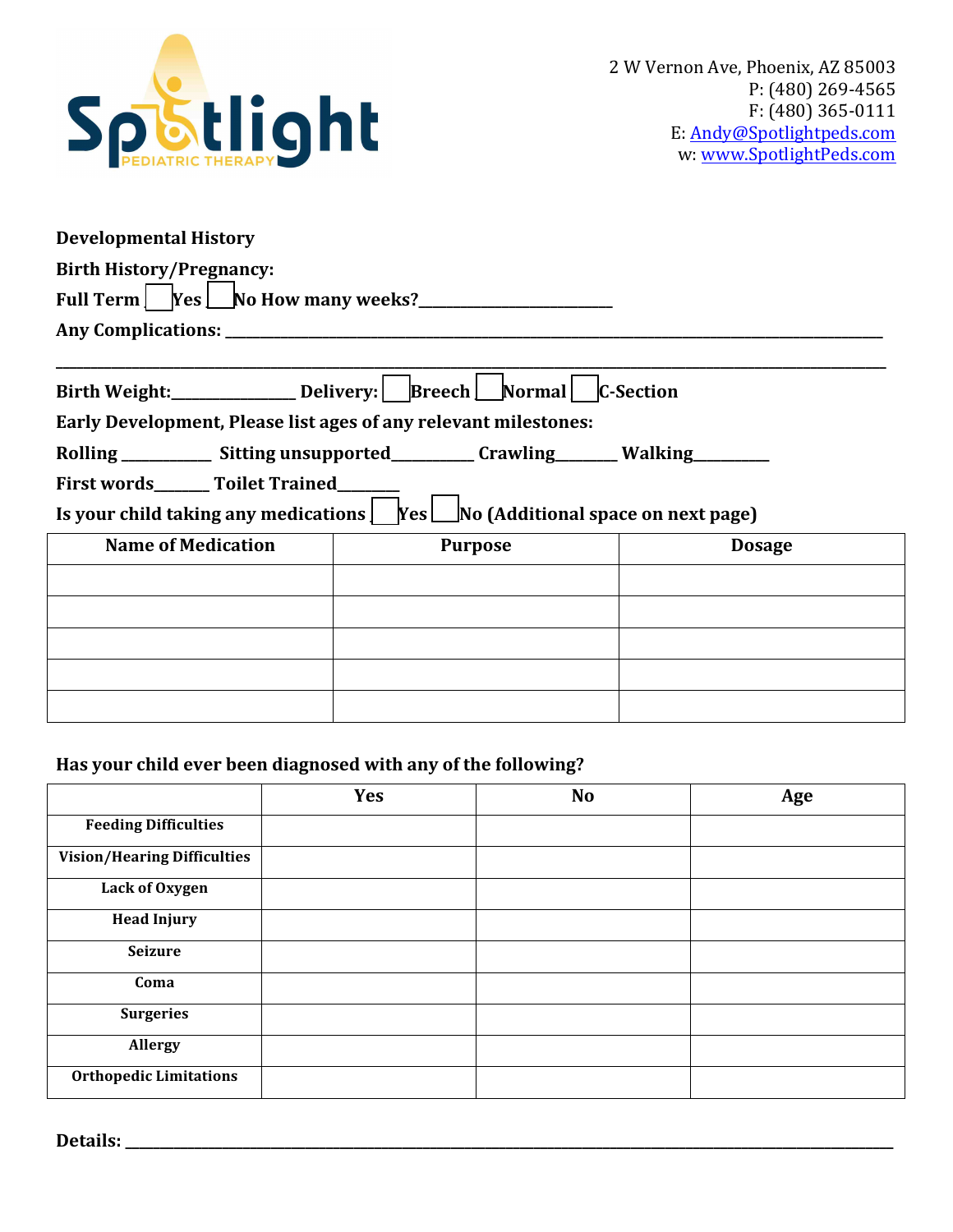2 W Vernon Ave, Phoenix, AZ 85003
P: (480) 269-4565
F: (480) 365-0111
E: Andy@Spotlightpeds.com
w: www.SpotlightPeds.com

**Developmental History**

**Birth History/Pregnancy:**

**Full Term** ☐ **Yes** ☐ **No How many weeks?**________________________

**Any Complications:** ______________________________________________________________________________________

______________________________________________________________________________________________________

**Birth Weight:**_______________ **Delivery:** ☐ **Breech** ☐ **Normal** ☐ **C-Section**

**Early Development, Please list ages of any relevant milestones:**

**Rolling** ___________ **Sitting unsupported**__________ **Crawling**_______ **Walking**_________

**First words**_______ **Toilet Trained**_______

**Is your child taking any medications** ☐ **Yes** ☐ **No (Additional space on next page)**

| Name of Medication | Purpose | Dosage |
|---|---|---|
| | | |
| | | |
| | | |
| | | |
| | | |

**Has your child ever been diagnosed with any of the following?**

| | Yes | No | Age |
|---|---|---|---|
| **Feeding Difficulties** | | | |
| **Vision/Hearing Difficulties** | | | |
| **Lack of Oxygen** | | | |
| **Head Injury** | | | |
| **Seizure** | | | |
| **Coma** | | | |
| **Surgeries** | | | |
| **Allergy** | | | |
| **Orthopedic Limitations** | | | |

**Details:** ______________________________________________________________________________________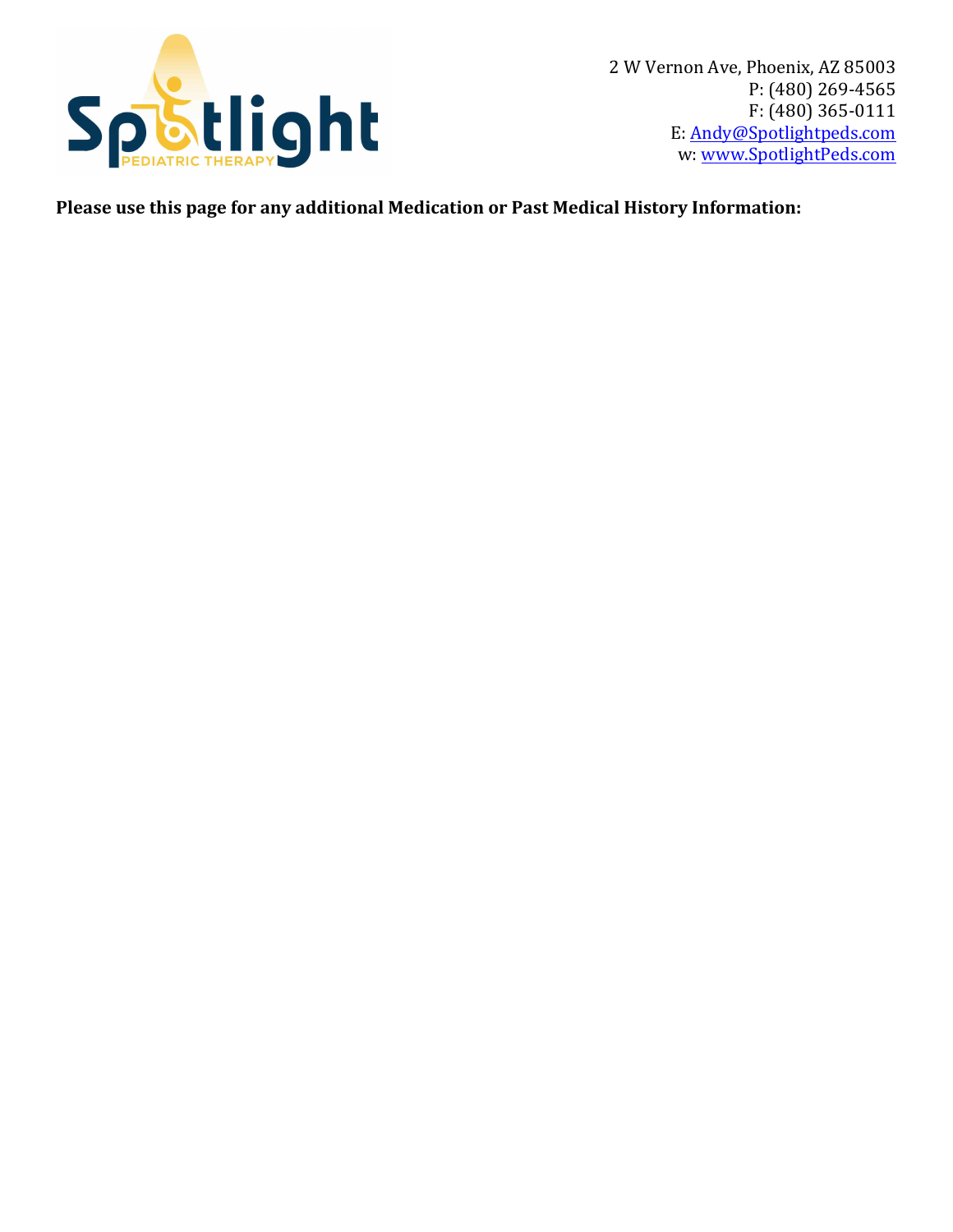2 W Vernon Ave, Phoenix, AZ 85003
P: (480) 269-4565
F: (480) 365-0111
E: Andy@Spotlightpeds.com
w: www.SpotlightPeds.com

**Please use this page for any additional Medication or Past Medical History Information:**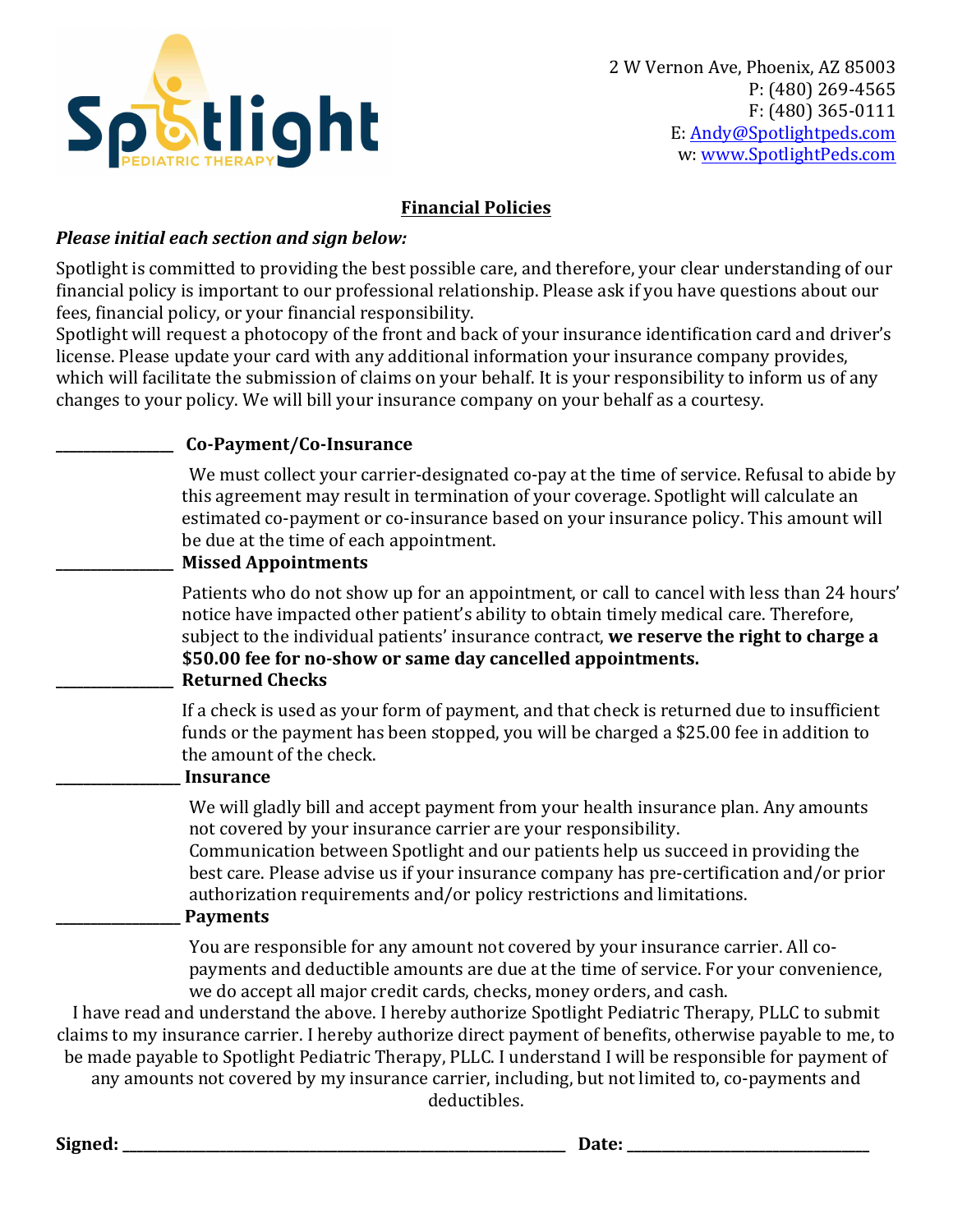2 W Vernon Ave, Phoenix, AZ 85003
P: (480) 269-4565
F: (480) 365-0111
E: Andy@Spotlightpeds.com
w: www.SpotlightPeds.com

## Financial Policies

***Please initial each section and sign below:***

Spotlight is committed to providing the best possible care, and therefore, your clear understanding of our financial policy is important to our professional relationship. Please ask if you have questions about our fees, financial policy, or your financial responsibility.
Spotlight will request a photocopy of the front and back of your insurance identification card and driver's license. Please update your card with any additional information your insurance company provides, which will facilitate the submission of claims on your behalf. It is your responsibility to inform us of any changes to your policy. We will bill your insurance company on your behalf as a courtesy.

________________ **Co-Payment/Co-Insurance**

We must collect your carrier-designated co-pay at the time of service. Refusal to abide by this agreement may result in termination of your coverage. Spotlight will calculate an estimated co-payment or co-insurance based on your insurance policy. This amount will be due at the time of each appointment.

________________ **Missed Appointments**

Patients who do not show up for an appointment, or call to cancel with less than 24 hours' notice have impacted other patient's ability to obtain timely medical care. Therefore, subject to the individual patients' insurance contract, **we reserve the right to charge a $50.00 fee for no-show or same day cancelled appointments.**

________________ **Returned Checks**

If a check is used as your form of payment, and that check is returned due to insufficient funds or the payment has been stopped, you will be charged a $25.00 fee in addition to the amount of the check.

________________ **Insurance**

We will gladly bill and accept payment from your health insurance plan. Any amounts not covered by your insurance carrier are your responsibility.
Communication between Spotlight and our patients help us succeed in providing the best care. Please advise us if your insurance company has pre-certification and/or prior authorization requirements and/or policy restrictions and limitations.

________________ **Payments**

You are responsible for any amount not covered by your insurance carrier. All co-payments and deductible amounts are due at the time of service. For your convenience, we do accept all major credit cards, checks, money orders, and cash.

I have read and understand the above. I hereby authorize Spotlight Pediatric Therapy, PLLC to submit claims to my insurance carrier. I hereby authorize direct payment of benefits, otherwise payable to me, to be made payable to Spotlight Pediatric Therapy, PLLC. I understand I will be responsible for payment of any amounts not covered by my insurance carrier, including, but not limited to, co-payments and deductibles.

**Signed:** ____________________________________________ **Date:** ________________________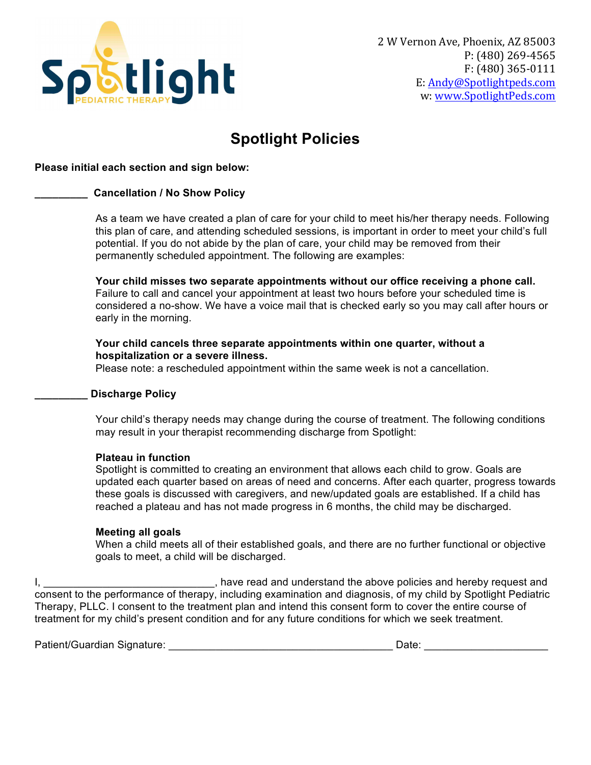Spotlight PEDIATRIC THERAPY

2 W Vernon Ave, Phoenix, AZ 85003
P: (480) 269-4565
F: (480) 365-0111
E: Andy@Spotlightpeds.com
w: www.SpotlightPeds.com

# Spotlight Policies

**Please initial each section and sign below:**

_________ **Cancellation / No Show Policy**

As a team we have created a plan of care for your child to meet his/her therapy needs. Following this plan of care, and attending scheduled sessions, is important in order to meet your child's full potential. If you do not abide by the plan of care, your child may be removed from their permanently scheduled appointment. The following are examples:

**Your child misses two separate appointments without our office receiving a phone call.**
Failure to call and cancel your appointment at least two hours before your scheduled time is considered a no-show. We have a voice mail that is checked early so you may call after hours or early in the morning.

**Your child cancels three separate appointments within one quarter, without a hospitalization or a severe illness.**
Please note: a rescheduled appointment within the same week is not a cancellation.

_________ **Discharge Policy**

Your child's therapy needs may change during the course of treatment. The following conditions may result in your therapist recommending discharge from Spotlight:

**Plateau in function**
Spotlight is committed to creating an environment that allows each child to grow. Goals are updated each quarter based on areas of need and concerns. After each quarter, progress towards these goals is discussed with caregivers, and new/updated goals are established. If a child has reached a plateau and has not made progress in 6 months, the child may be discharged.

**Meeting all goals**
When a child meets all of their established goals, and there are no further functional or objective goals to meet, a child will be discharged.

I, _____________________________, have read and understand the above policies and hereby request and consent to the performance of therapy, including examination and diagnosis, of my child by Spotlight Pediatric Therapy, PLLC. I consent to the treatment plan and intend this consent form to cover the entire course of treatment for my child's present condition and for any future conditions for which we seek treatment.

Patient/Guardian Signature: ______________________________________ Date: ____________________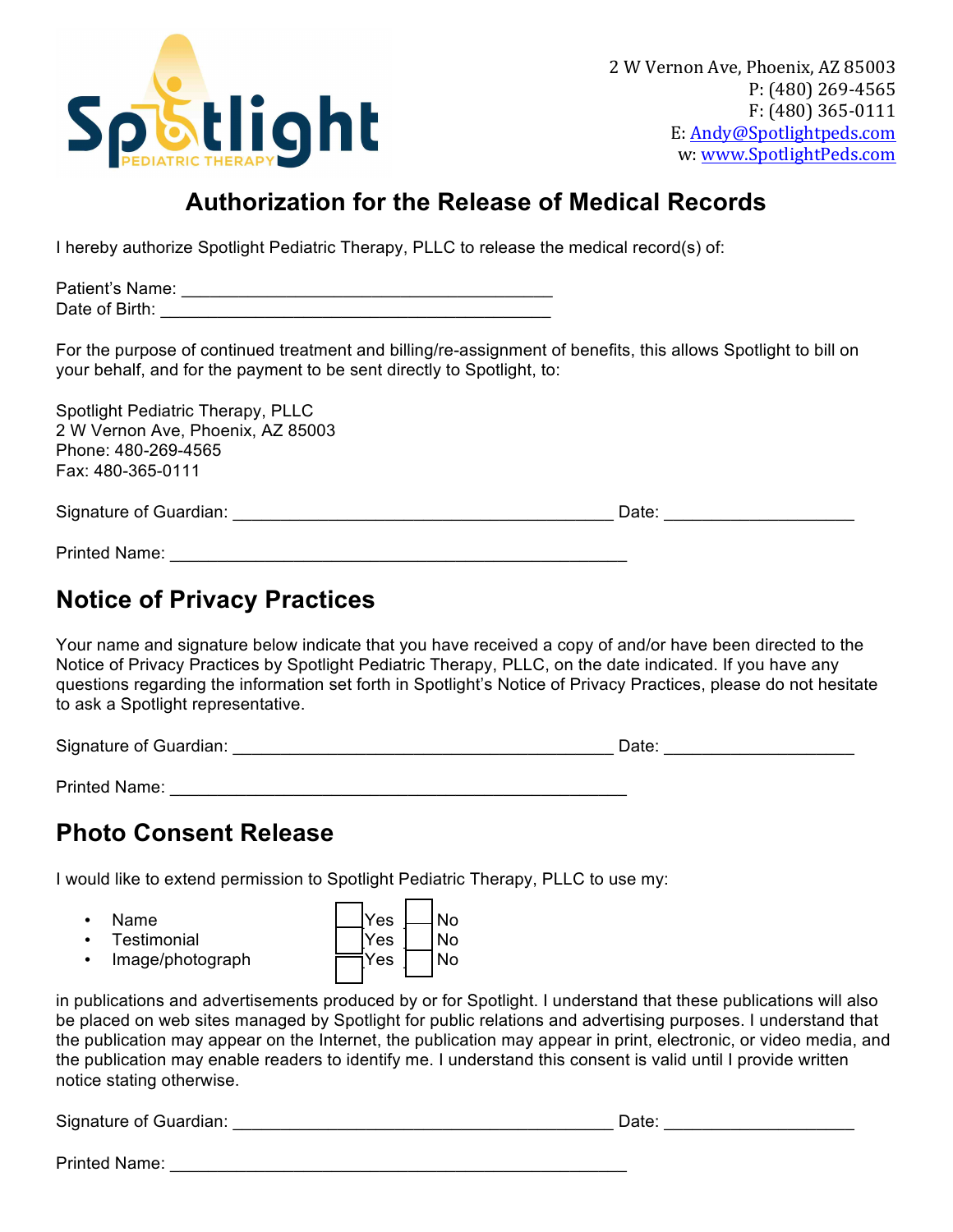Spotlight PEDIATRIC THERAPY

2 W Vernon Ave, Phoenix, AZ 85003
P: (480) 269-4565
F: (480) 365-0111
E: Andy@Spotlightpeds.com
w: www.SpotlightPeds.com

# Authorization for the Release of Medical Records

I hereby authorize Spotlight Pediatric Therapy, PLLC to release the medical record(s) of:

Patient's Name: ______________________________________
Date of Birth: ________________________________________

For the purpose of continued treatment and billing/re-assignment of benefits, this allows Spotlight to bill on your behalf, and for the payment to be sent directly to Spotlight, to:

Spotlight Pediatric Therapy, PLLC
2 W Vernon Ave, Phoenix, AZ 85003
Phone: 480-269-4565
Fax: 480-365-0111

Signature of Guardian: ______________________________________ Date: ___________________

Printed Name: ______________________________________________

## Notice of Privacy Practices

Your name and signature below indicate that you have received a copy of and/or have been directed to the Notice of Privacy Practices by Spotlight Pediatric Therapy, PLLC, on the date indicated. If you have any questions regarding the information set forth in Spotlight's Notice of Privacy Practices, please do not hesitate to ask a Spotlight representative.

Signature of Guardian: ______________________________________ Date: ___________________

Printed Name: ______________________________________________

## Photo Consent Release

I would like to extend permission to Spotlight Pediatric Therapy, PLLC to use my:

- Name ☐ Yes ☐ No
- Testimonial ☐ Yes ☐ No
- Image/photograph ☐ Yes ☐ No

in publications and advertisements produced by or for Spotlight. I understand that these publications will also be placed on web sites managed by Spotlight for public relations and advertising purposes. I understand that the publication may appear on the Internet, the publication may appear in print, electronic, or video media, and the publication may enable readers to identify me. I understand this consent is valid until I provide written notice stating otherwise.

Signature of Guardian: ______________________________________ Date: ___________________

Printed Name: ______________________________________________